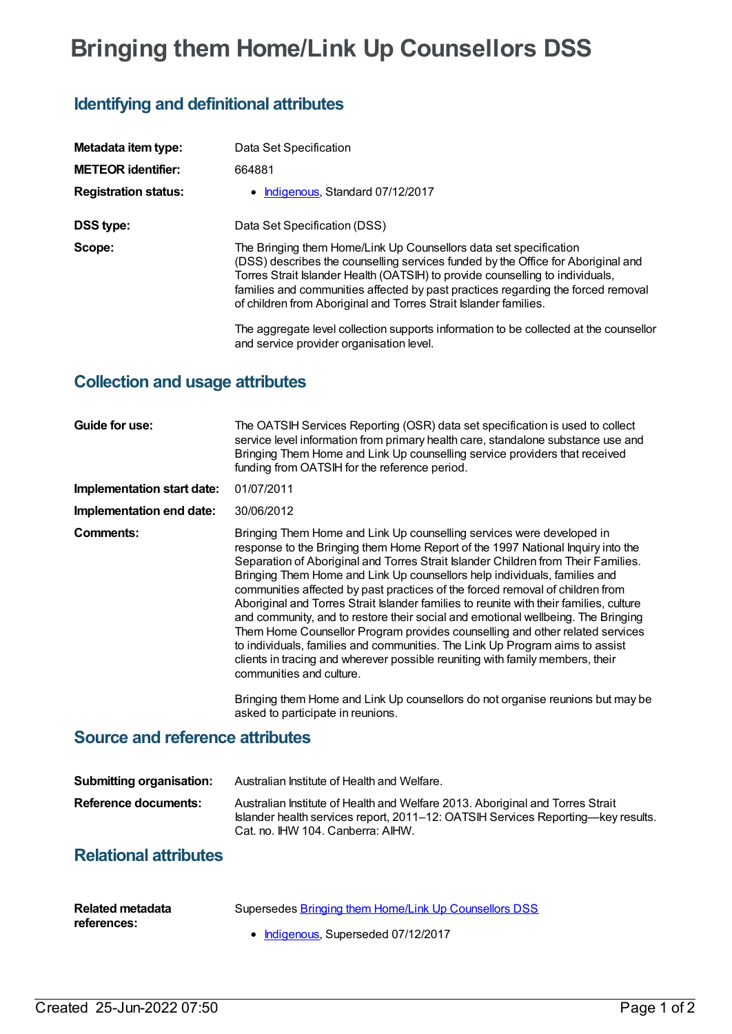# Bringing them Home/Link Up Counsellors DSS

## Identifying and definitional attributes

| | |
|---|---|
| **Metadata item type:** | Data Set Specification |
| **METEOR identifier:** | 664881 |
| **Registration status:** | • Indigenous, Standard 07/12/2017 |
| **DSS type:** | Data Set Specification (DSS) |
| **Scope:** | The Bringing them Home/Link Up Counsellors data set specification (DSS) describes the counselling services funded by the Office for Aboriginal and Torres Strait Islander Health (OATSIH) to provide counselling to individuals, families and communities affected by past practices regarding the forced removal of children from Aboriginal and Torres Strait Islander families.<br><br>The aggregate level collection supports information to be collected at the counsellor and service provider organisation level. |

## Collection and usage attributes

| | |
|---|---|
| **Guide for use:** | The OATSIH Services Reporting (OSR) data set specification is used to collect service level information from primary health care, standalone substance use and Bringing Them Home and Link Up counselling service providers that received funding from OATSIH for the reference period. |
| **Implementation start date:** | 01/07/2011 |
| **Implementation end date:** | 30/06/2012 |
| **Comments:** | Bringing Them Home and Link Up counselling services were developed in response to the Bringing them Home Report of the 1997 National Inquiry into the Separation of Aboriginal and Torres Strait Islander Children from Their Families. Bringing Them Home and Link Up counsellors help individuals, families and communities affected by past practices of the forced removal of children from Aboriginal and Torres Strait Islander families to reunite with their families, culture and community, and to restore their social and emotional wellbeing. The Bringing Them Home Counsellor Program provides counselling and other related services to individuals, families and communities. The Link Up Program aims to assist clients in tracing and wherever possible reuniting with family members, their communities and culture.<br><br>Bringing them Home and Link Up counsellors do not organise reunions but may be asked to participate in reunions. |

## Source and reference attributes

| | |
|---|---|
| **Submitting organisation:** | Australian Institute of Health and Welfare. |
| **Reference documents:** | Australian Institute of Health and Welfare 2013. Aboriginal and Torres Strait Islander health services report, 2011–12: OATSIH Services Reporting—key results. Cat. no. IHW 104. Canberra: AIHW. |

## Relational attributes

| | |
|---|---|
| **Related metadata references:** | Supersedes Bringing them Home/Link Up Counsellors DSS<br>• Indigenous, Superseded 07/12/2017 |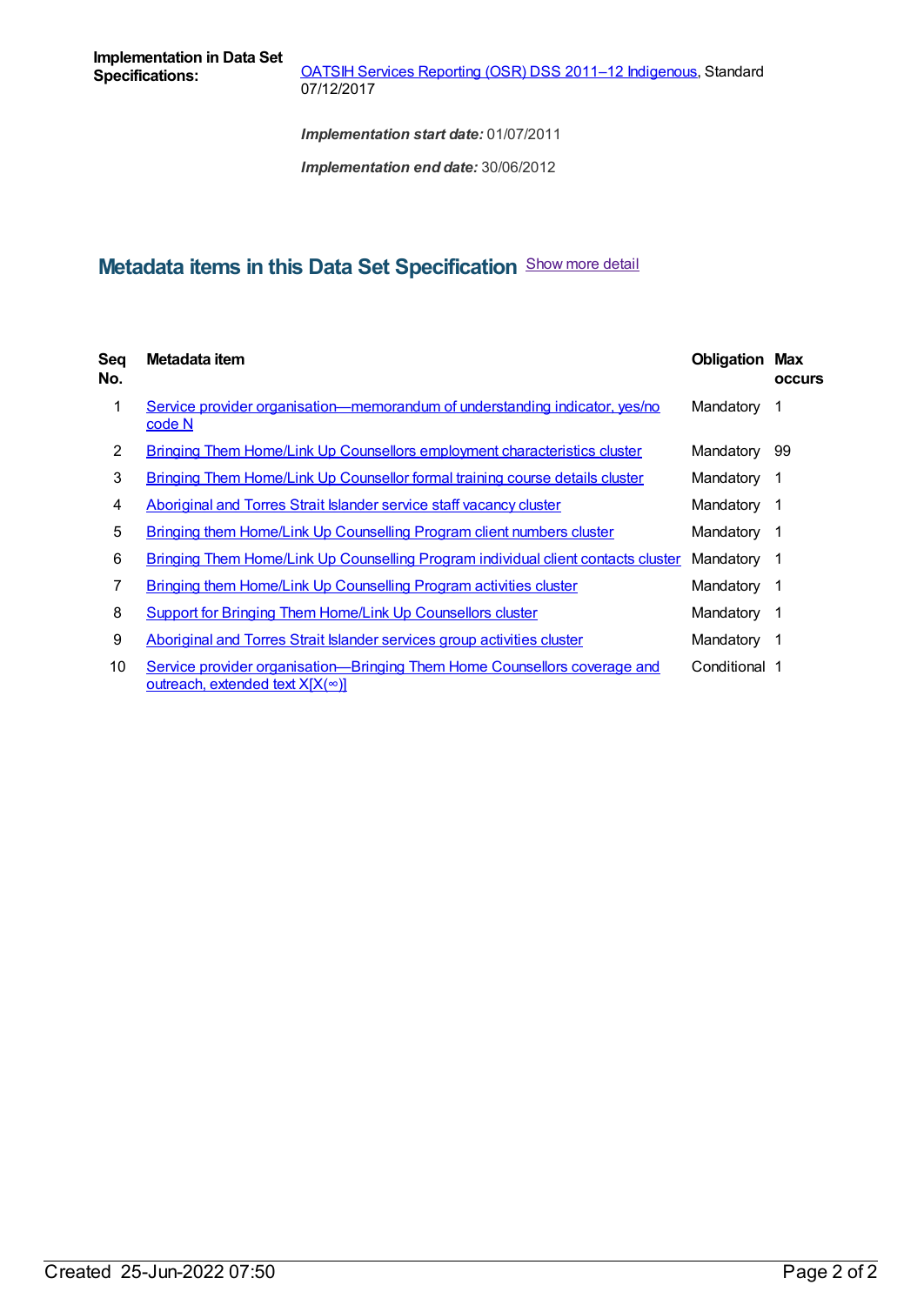**Implementation in Data Set Specifications:**

OATSIH Services Reporting (OSR) DSS 2011–12 Indigenous, Standard 07/12/2017

*Implementation start date:* 01/07/2011

*Implementation end date:* 30/06/2012

## Metadata items in this Data Set Specification

Show more detail

| Seq No. | Metadata item | Obligation | Max occurs |
| --- | --- | --- | --- |
| 1 | Service provider organisation—memorandum of understanding indicator, yes/no code N | Mandatory | 1 |
| 2 | Bringing Them Home/Link Up Counsellors employment characteristics cluster | Mandatory | 99 |
| 3 | Bringing Them Home/Link Up Counsellor formal training course details cluster | Mandatory | 1 |
| 4 | Aboriginal and Torres Strait Islander service staff vacancy cluster | Mandatory | 1 |
| 5 | Bringing them Home/Link Up Counselling Program client numbers cluster | Mandatory | 1 |
| 6 | Bringing Them Home/Link Up Counselling Program individual client contacts cluster | Mandatory | 1 |
| 7 | Bringing them Home/Link Up Counselling Program activities cluster | Mandatory | 1 |
| 8 | Support for Bringing Them Home/Link Up Counsellors cluster | Mandatory | 1 |
| 9 | Aboriginal and Torres Strait Islander services group activities cluster | Mandatory | 1 |
| 10 | Service provider organisation—Bringing Them Home Counsellors coverage and outreach, extended text X[X(∞)] | Conditional | 1 |